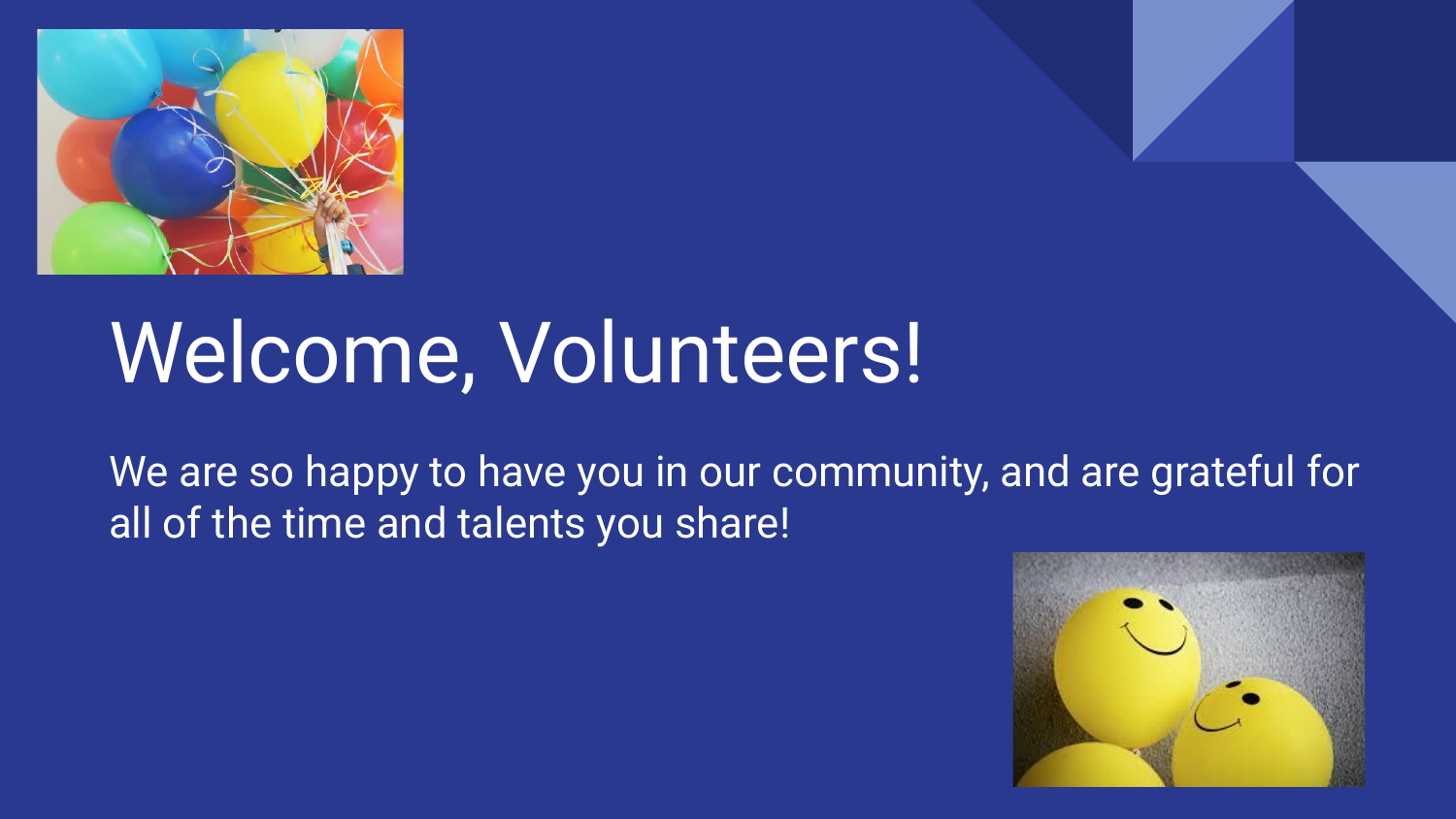# Welcome, Volunteers!

We are so happy to have you in our community, and are grateful for all of the time and talents you share!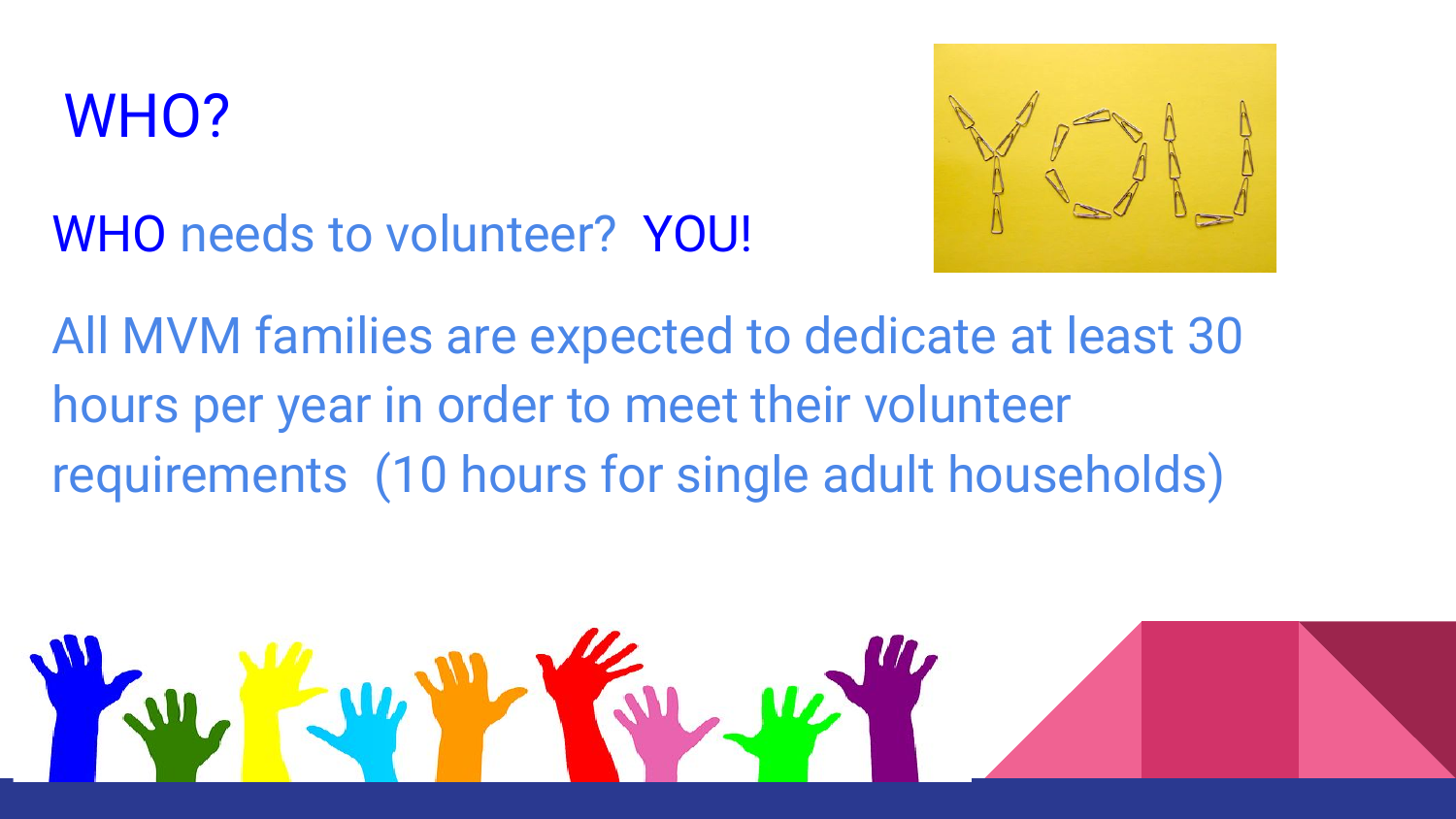# WHO?

WHO needs to volunteer? YOU!

All MVM families are expected to dedicate at least 30 hours per year in order to meet their volunteer requirements (10 hours for single adult households)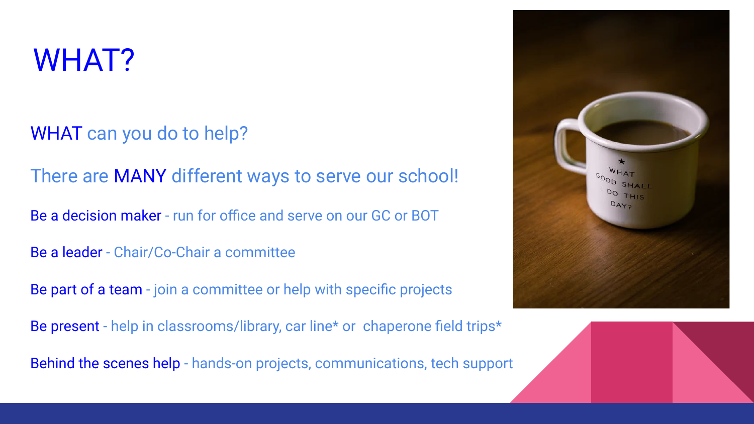# WHAT?

WHAT can you do to help?

There are MANY different ways to serve our school!

**Be a decision maker** - run for office and serve on our GC or BOT

**Be a leader** - Chair/Co-Chair a committee

**Be part of a team** - join a committee or help with specific projects

**Be present** - help in classrooms/library, car line* or chaperone field trips*

**Behind the scenes help** - hands-on projects, communications, tech support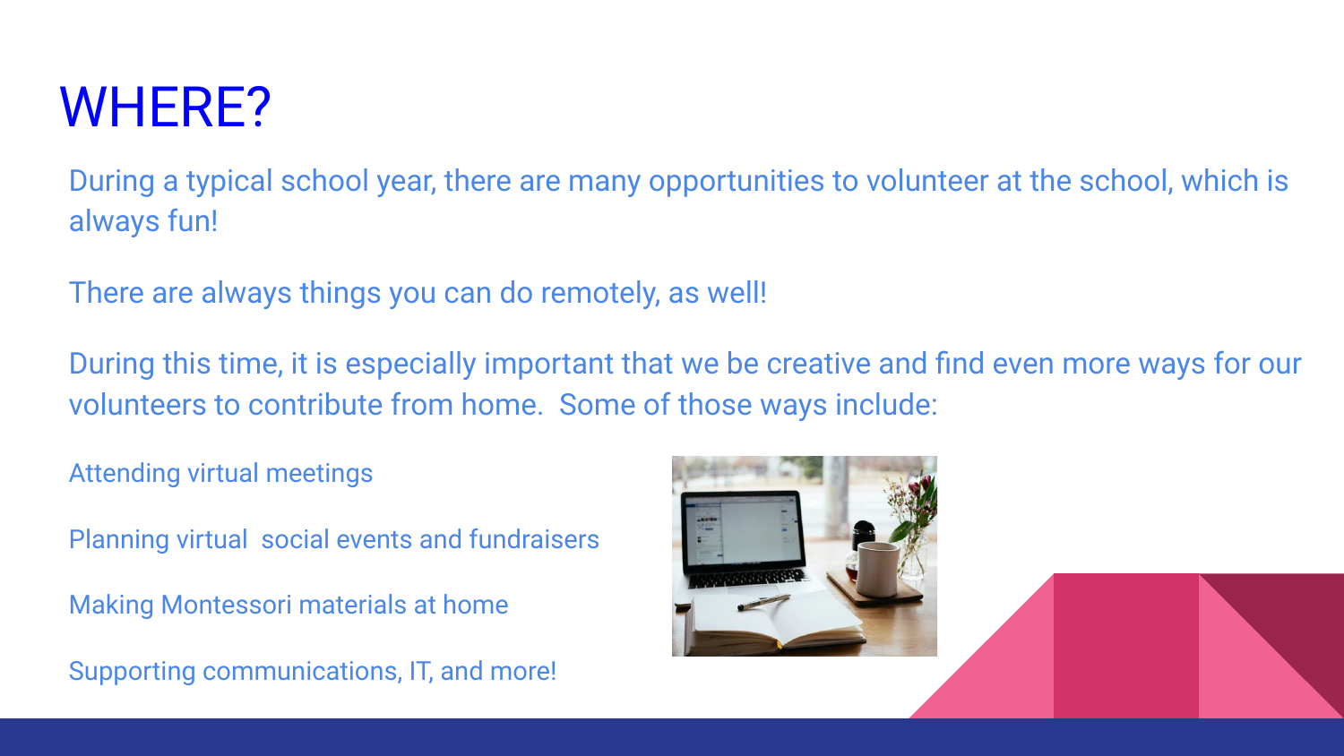# WHERE?

During a typical school year, there are many opportunities to volunteer at the school, which is always fun!

There are always things you can do remotely, as well!

During this time, it is especially important that we be creative and find even more ways for our volunteers to contribute from home.  Some of those ways include:

Attending virtual meetings

Planning virtual  social events and fundraisers

Making Montessori materials at home

Supporting communications, IT, and more!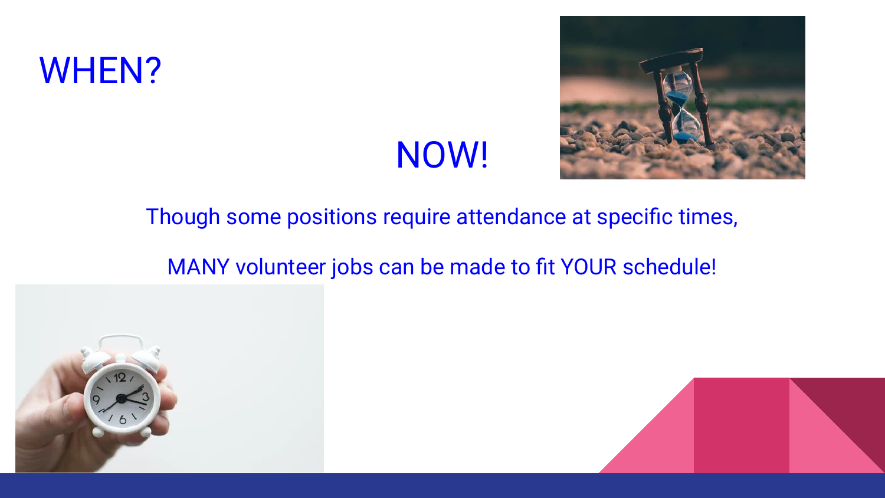# WHEN?

## NOW!

Though some positions require attendance at specific times,

MANY volunteer jobs can be made to fit YOUR schedule!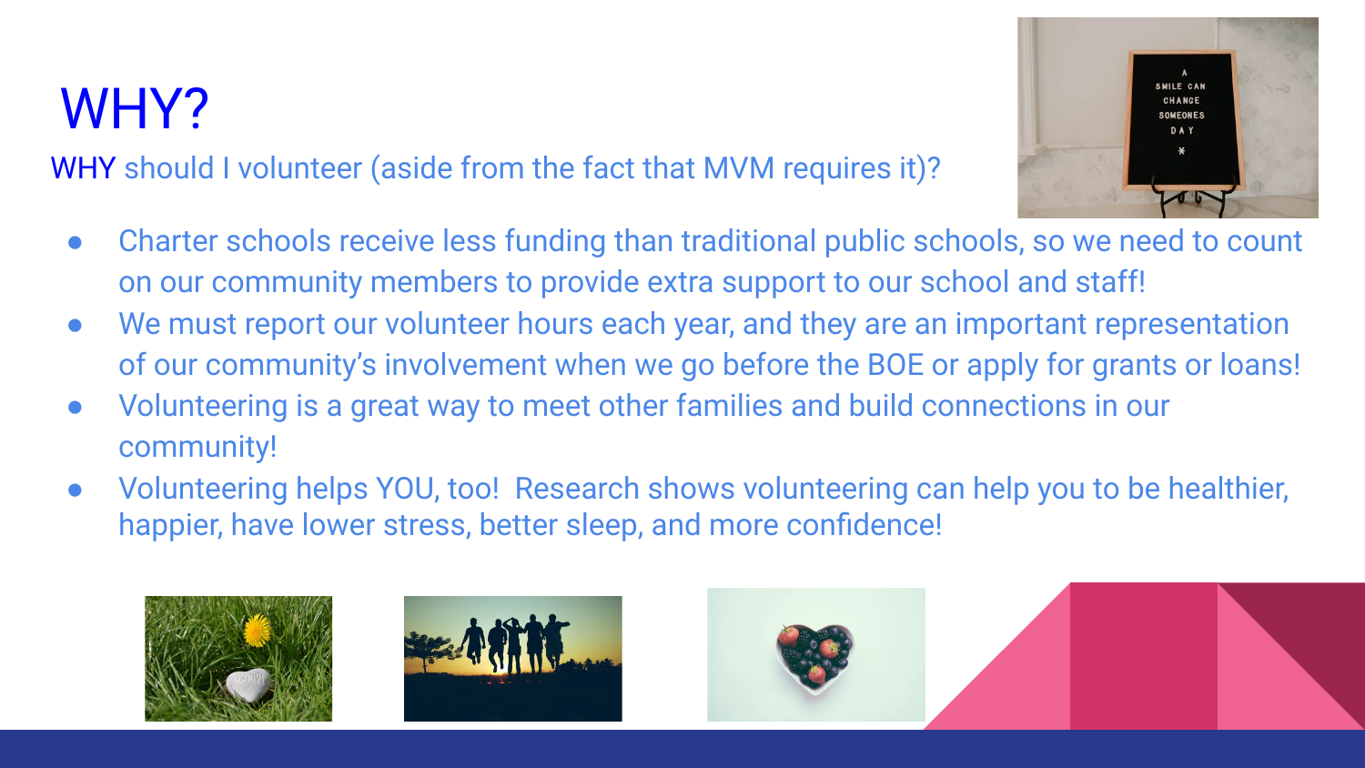# WHY?

WHY should I volunteer (aside from the fact that MVM requires it)?

- Charter schools receive less funding than traditional public schools, so we need to count on our community members to provide extra support to our school and staff!
- We must report our volunteer hours each year, and they are an important representation of our community's involvement when we go before the BOE or apply for grants or loans!
- Volunteering is a great way to meet other families and build connections in our community!
- Volunteering helps YOU, too! Research shows volunteering can help you to be healthier, happier, have lower stress, better sleep, and more confidence!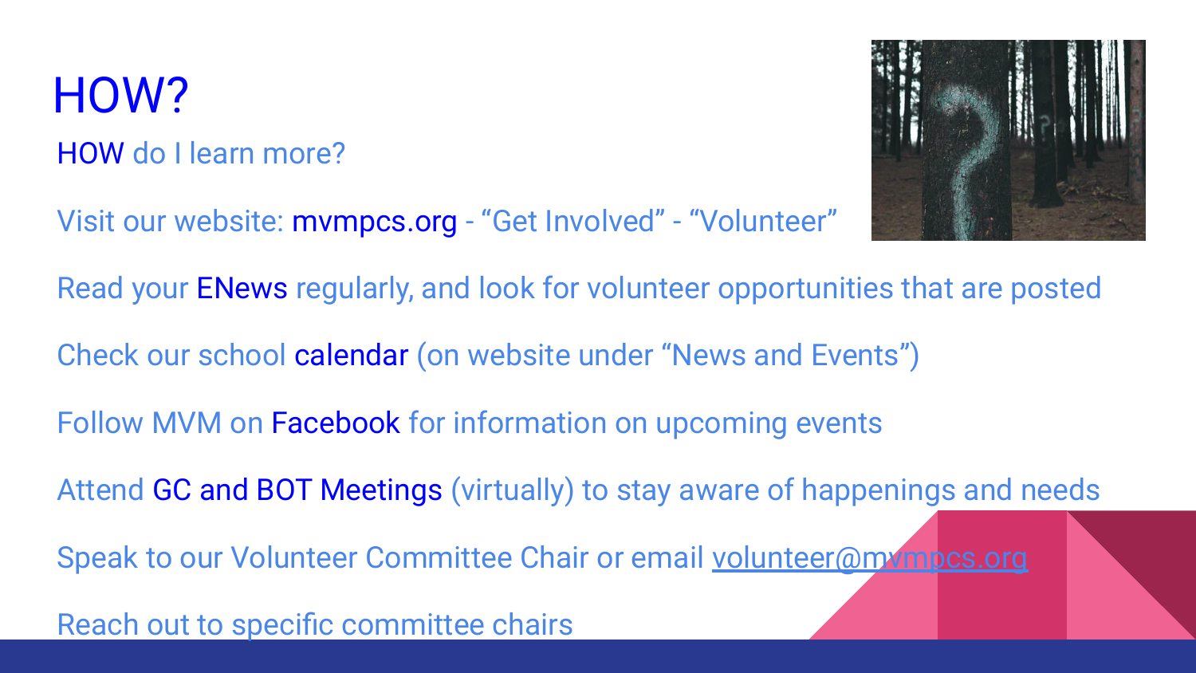# HOW?

HOW do I learn more?

Visit our website: mvmpcs.org - “Get Involved” - “Volunteer”

Read your ENews regularly, and look for volunteer opportunities that are posted

Check our school calendar (on website under “News and Events”)

Follow MVM on Facebook for information on upcoming events

Attend GC and BOT Meetings (virtually) to stay aware of happenings and needs

Speak to our Volunteer Committee Chair or email volunteer@mvmpcs.org

Reach out to specific committee chairs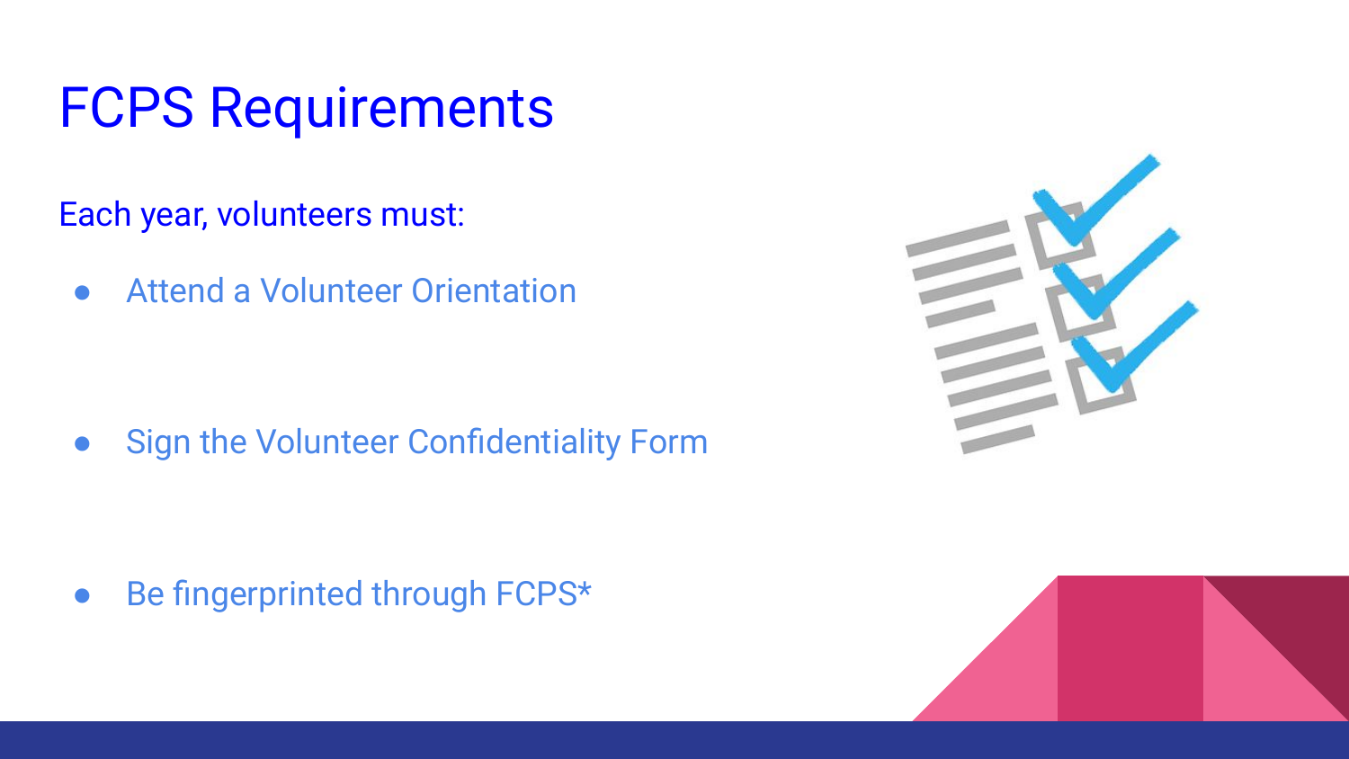# FCPS Requirements

Each year, volunteers must:

- Attend a Volunteer Orientation
- Sign the Volunteer Confidentiality Form
- Be fingerprinted through FCPS*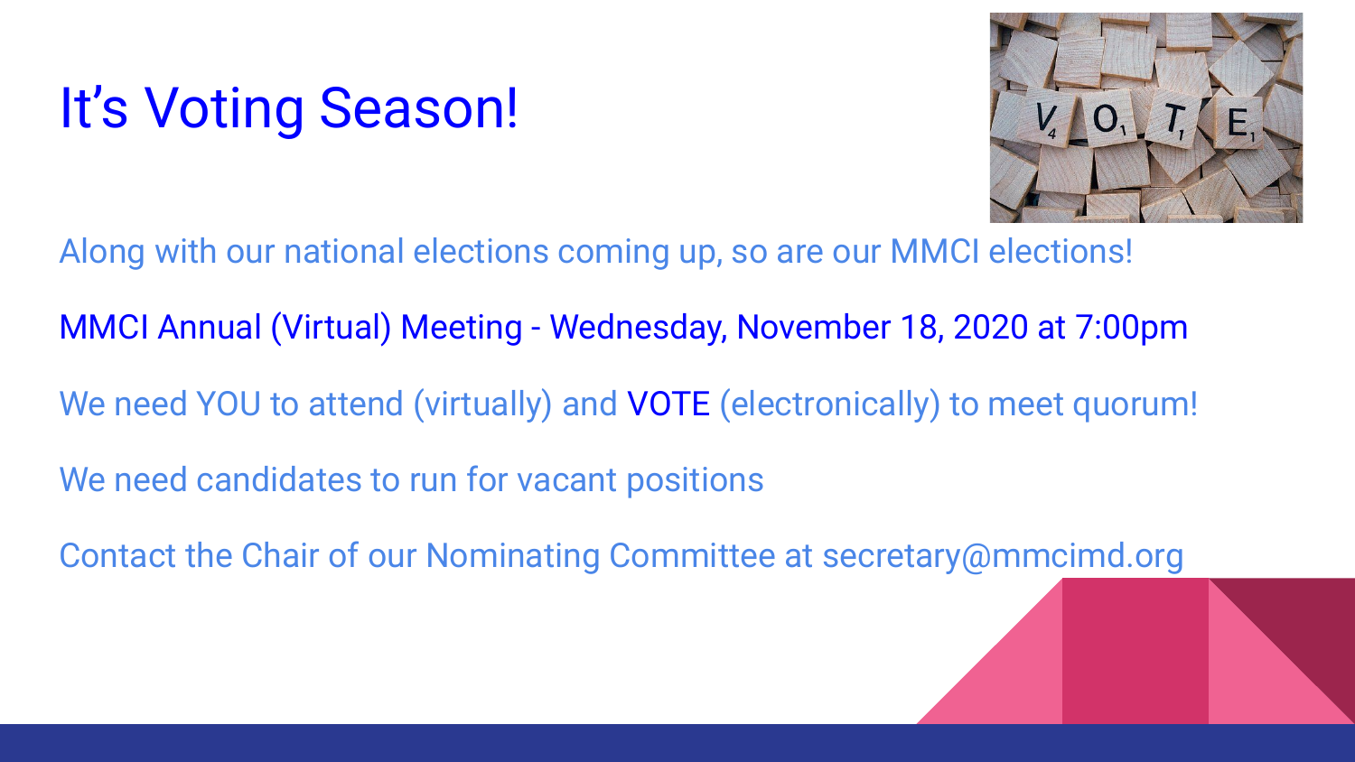# It's Voting Season!

Along with our national elections coming up, so are our MMCI elections!

MMCI Annual (Virtual) Meeting - Wednesday, November 18, 2020 at 7:00pm

We need YOU to attend (virtually) and VOTE (electronically) to meet quorum!

We need candidates to run for vacant positions

Contact the Chair of our Nominating Committee at secretary@mmcimd.org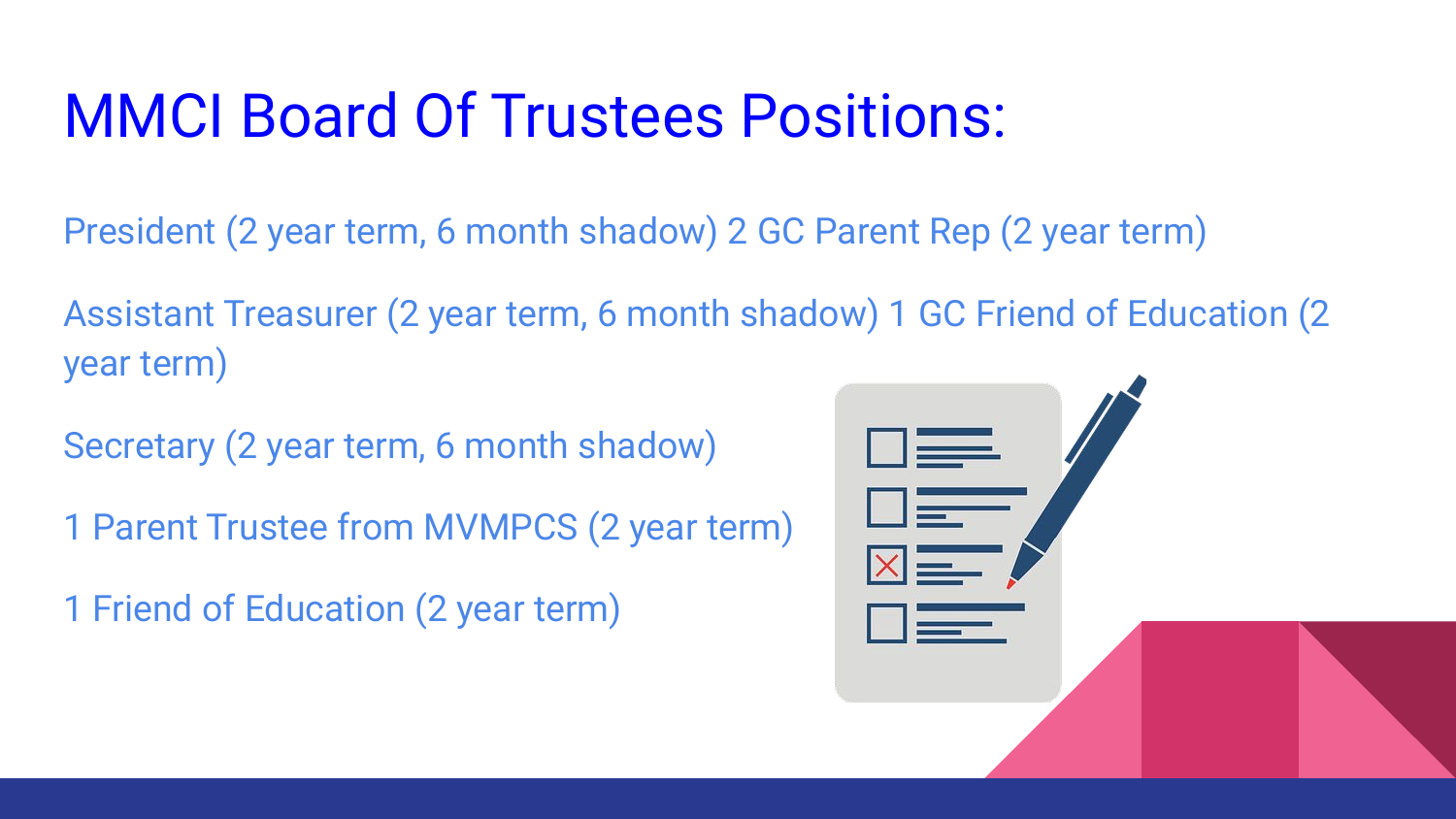# MMCI Board Of Trustees Positions:

President (2 year term, 6 month shadow) 2 GC Parent Rep (2 year term)

Assistant Treasurer (2 year term, 6 month shadow) 1 GC Friend of Education (2 year term)

Secretary (2 year term, 6 month shadow)

1 Parent Trustee from MVMPCS (2 year term)

1 Friend of Education (2 year term)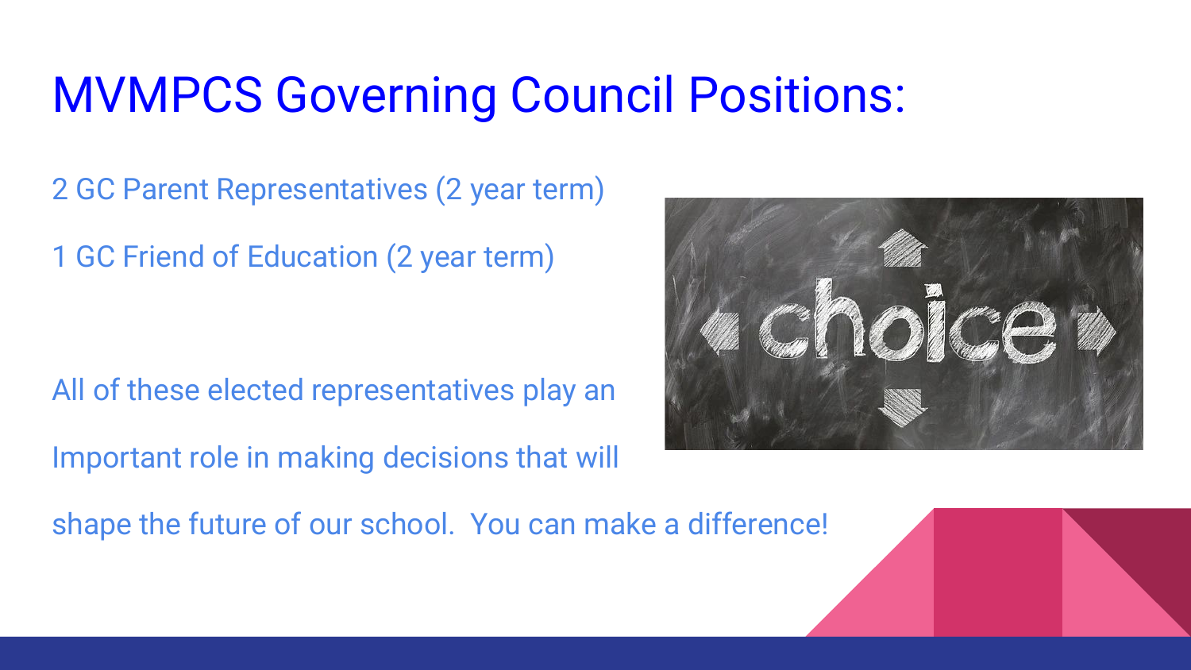# MVMPCS Governing Council Positions:

2 GC Parent Representatives (2 year term)

1 GC Friend of Education (2 year term)

All of these elected representatives play an Important role in making decisions that will shape the future of our school. You can make a difference!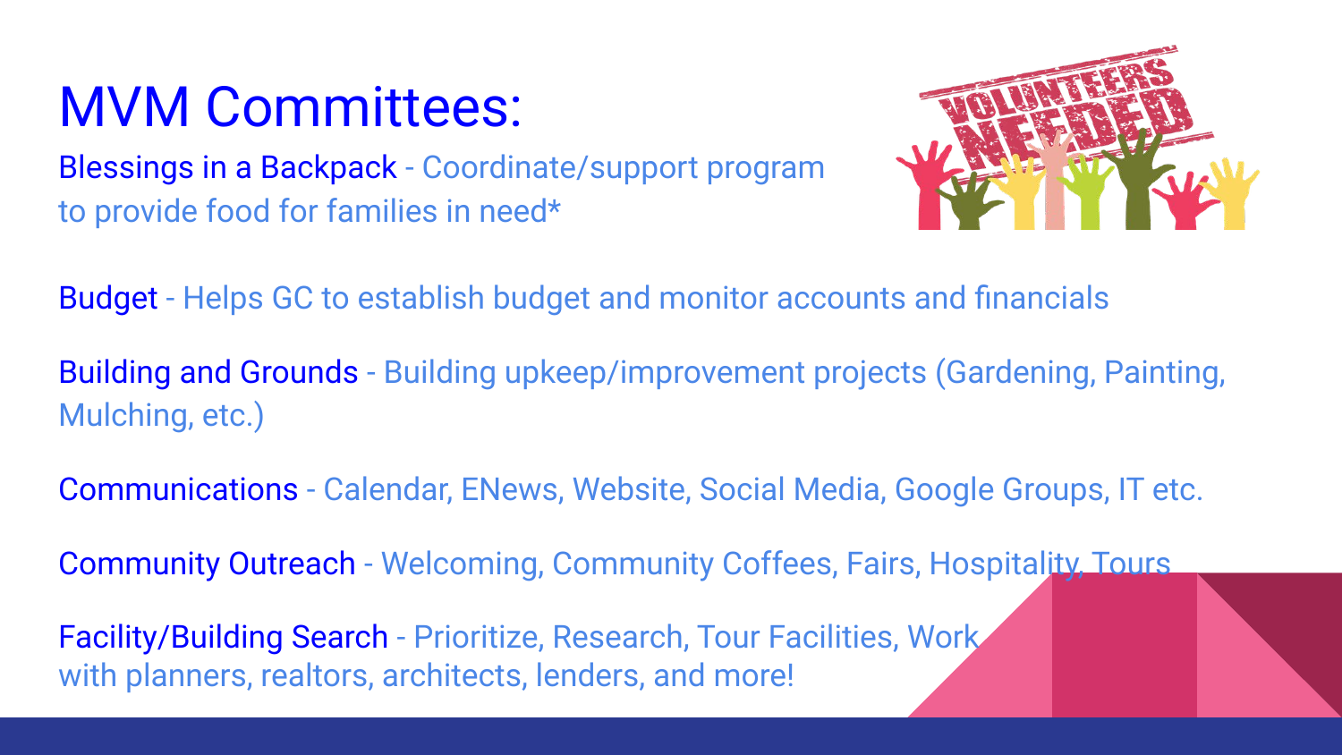# MVM Committees:

**Blessings in a Backpack** - Coordinate/support program to provide food for families in need*

**Budget** - Helps GC to establish budget and monitor accounts and financials

**Building and Grounds** - Building upkeep/improvement projects (Gardening, Painting, Mulching, etc.)

**Communications** - Calendar, ENews, Website, Social Media, Google Groups, IT etc.

**Community Outreach** - Welcoming, Community Coffees, Fairs, Hospitality, Tours

**Facility/Building Search** - Prioritize, Research, Tour Facilities, Work with planners, realtors, architects, lenders, and more!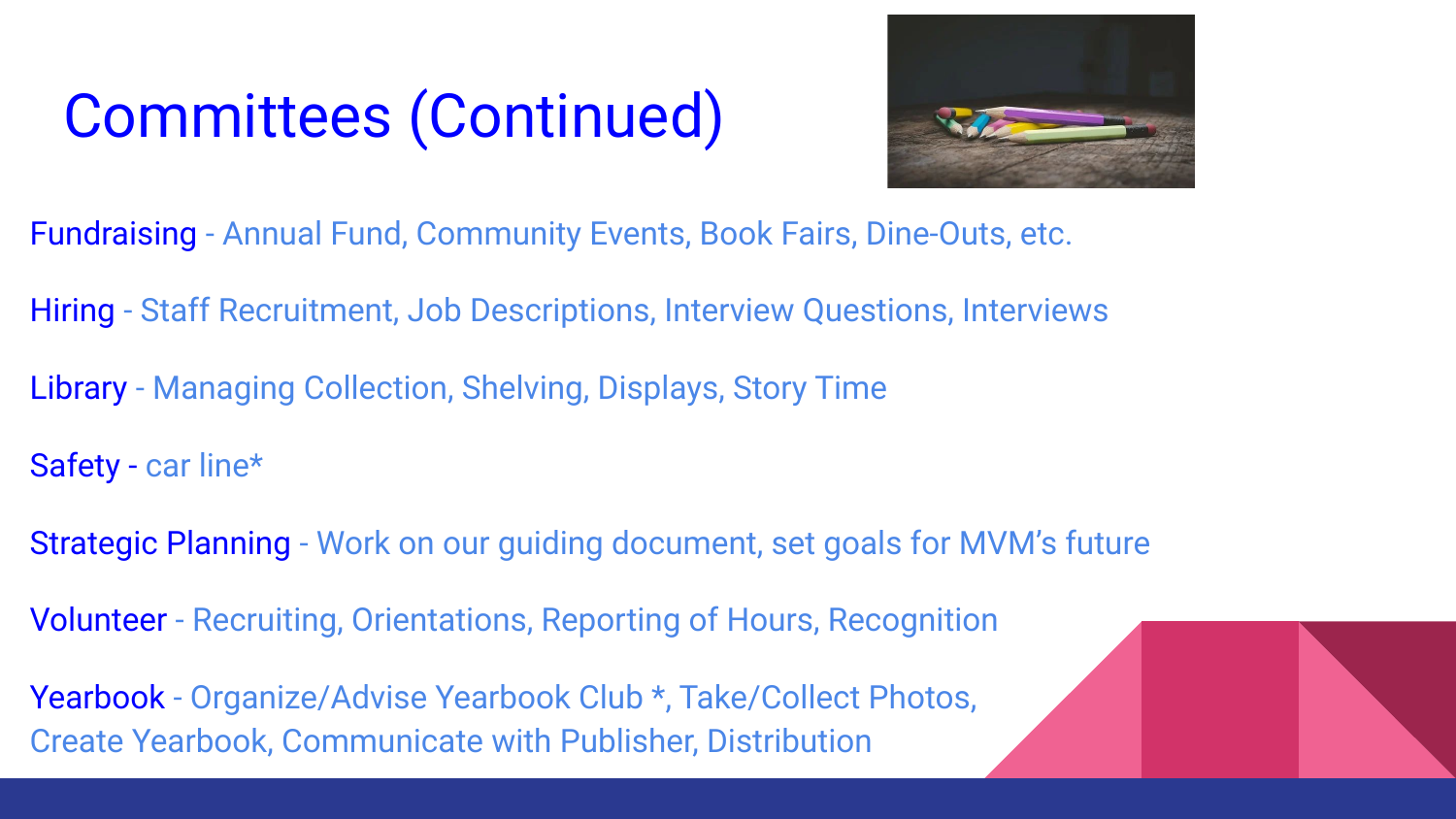# Committees (Continued)

Fundraising - Annual Fund, Community Events, Book Fairs, Dine-Outs, etc.

Hiring - Staff Recruitment, Job Descriptions, Interview Questions, Interviews

Library - Managing Collection, Shelving, Displays, Story Time

Safety - car line*

Strategic Planning - Work on our guiding document, set goals for MVM's future

Volunteer - Recruiting, Orientations, Reporting of Hours, Recognition

Yearbook - Organize/Advise Yearbook Club *, Take/Collect Photos, Create Yearbook, Communicate with Publisher, Distribution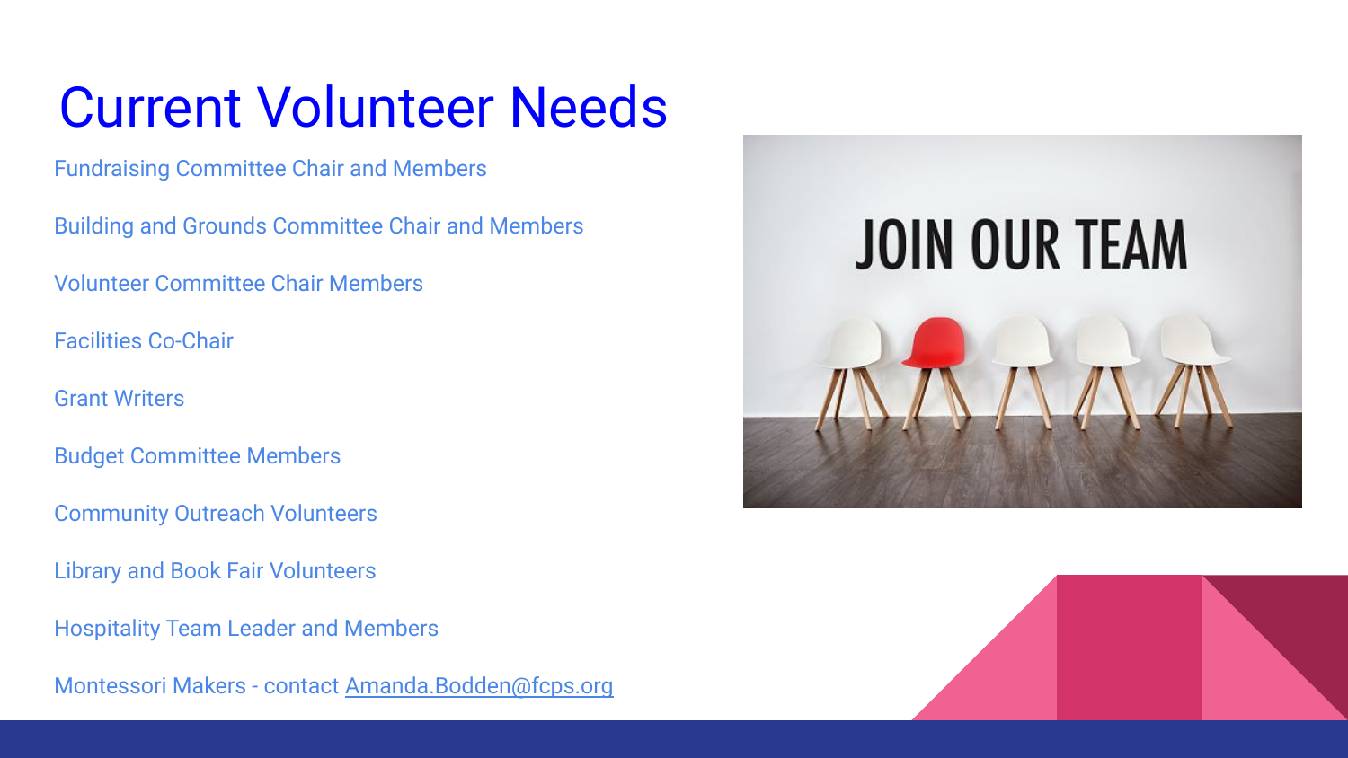# Current Volunteer Needs

Fundraising Committee Chair and Members

Building and Grounds Committee Chair and Members

Volunteer Committee Chair Members

Facilities Co-Chair

Grant Writers

Budget Committee Members

Community Outreach Volunteers

Library and Book Fair Volunteers

Hospitality Team Leader and Members

Montessori Makers - contact [Amanda.Bodden@fcps.org](mailto:Amanda.Bodden@fcps.org)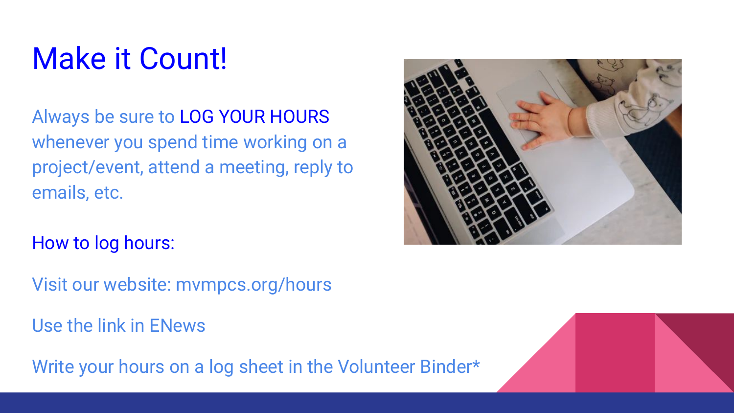# Make it Count!

Always be sure to LOG YOUR HOURS whenever you spend time working on a project/event, attend a meeting, reply to emails, etc.

How to log hours:

Visit our website: mvmpcs.org/hours

Use the link in ENews

Write your hours on a log sheet in the Volunteer Binder*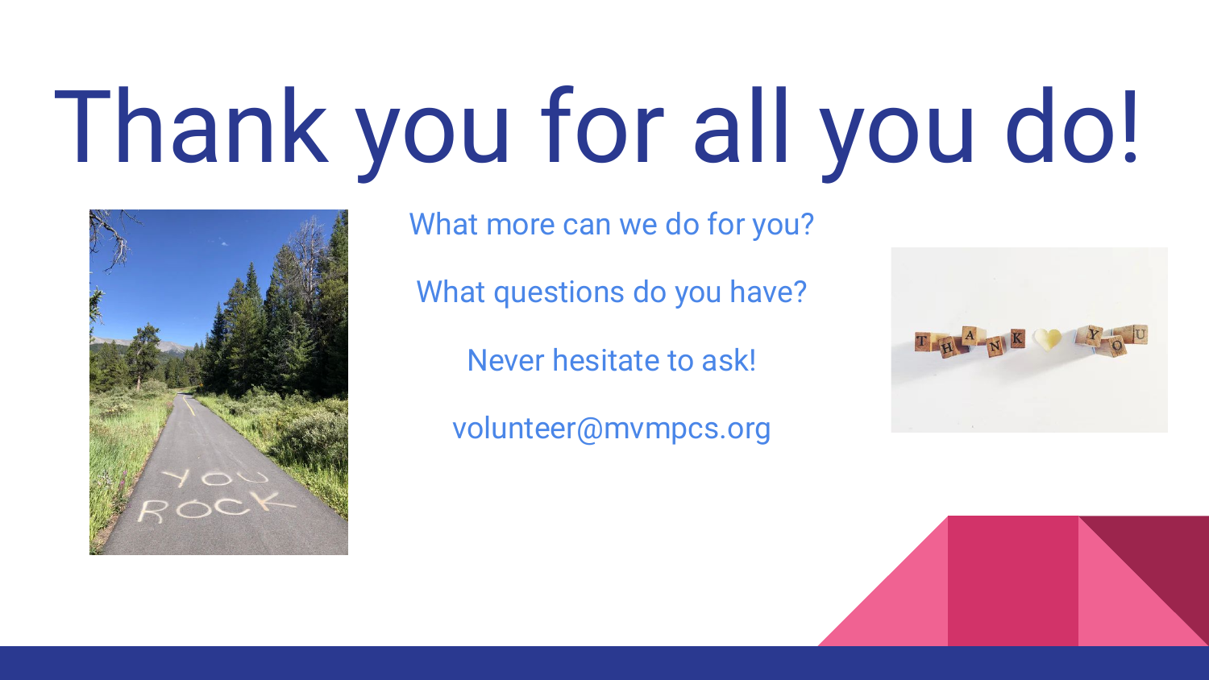# Thank you for all you do!

What more can we do for you?

What questions do you have?

Never hesitate to ask!

volunteer@mvmpcs.org